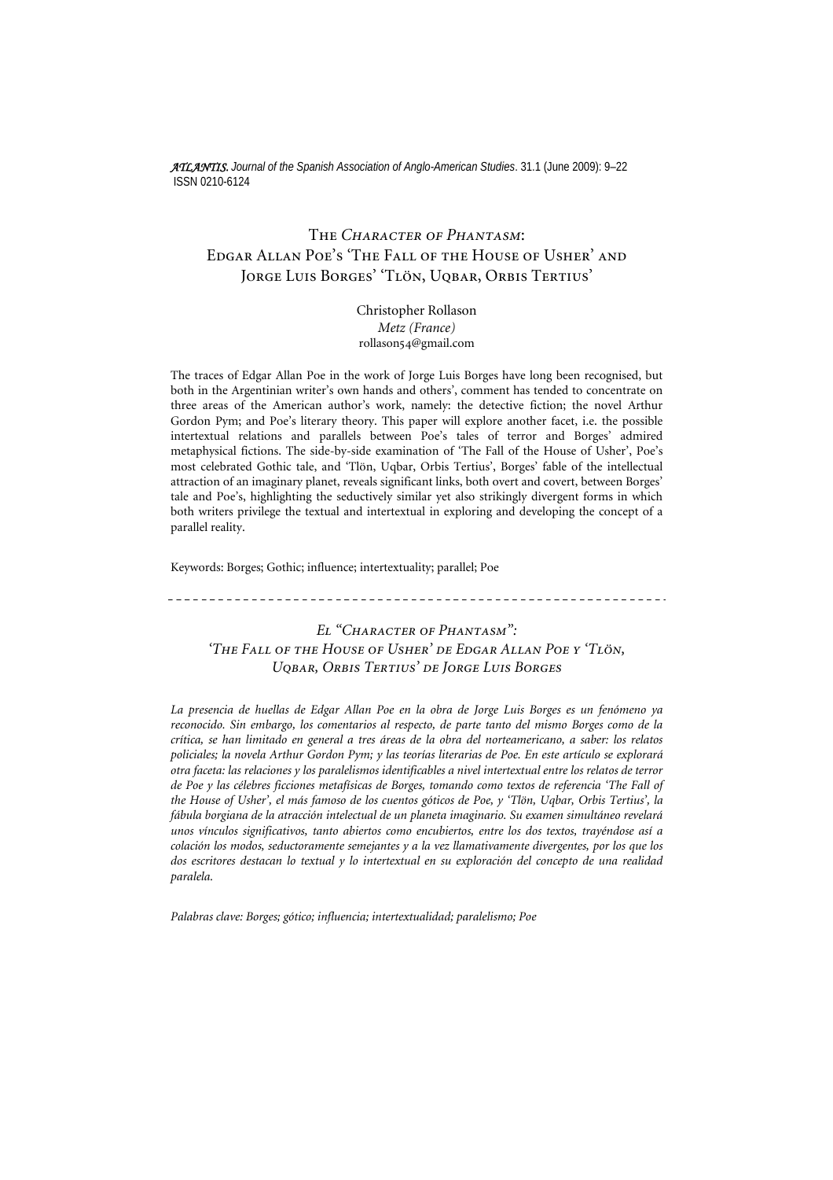# The *Character of Phantasm*: Edgar Allan Poe's 'The Fall of the House of Usher' and Jorge Luis Borges' 'Tlön, Uqbar, Orbis Tertius'

Christopher Rollason
*Metz (France)*
rollason54@gmail.com

The traces of Edgar Allan Poe in the work of Jorge Luis Borges have long been recognised, but both in the Argentinian writer's own hands and others', comment has tended to concentrate on three areas of the American author's work, namely: the detective fiction; the novel Arthur Gordon Pym; and Poe's literary theory. This paper will explore another facet, i.e. the possible intertextual relations and parallels between Poe's tales of terror and Borges' admired metaphysical fictions. The side-by-side examination of 'The Fall of the House of Usher', Poe's most celebrated Gothic tale, and 'Tlön, Uqbar, Orbis Tertius', Borges' fable of the intellectual attraction of an imaginary planet, reveals significant links, both overt and covert, between Borges' tale and Poe's, highlighting the seductively similar yet also strikingly divergent forms in which both writers privilege the textual and intertextual in exploring and developing the concept of a parallel reality.

Keywords: Borges; Gothic; influence; intertextuality; parallel; Poe

---

## *El "Character of Phantasm": 'The Fall of the House of Usher' de Edgar Allan Poe y 'Tlön, Uqbar, Orbis Tertius' de Jorge Luis Borges*

*La presencia de huellas de Edgar Allan Poe en la obra de Jorge Luis Borges es un fenómeno ya reconocido. Sin embargo, los comentarios al respecto, de parte tanto del mismo Borges como de la crítica, se han limitado en general a tres áreas de la obra del norteamericano, a saber: los relatos policiales; la novela Arthur Gordon Pym; y las teorías literarias de Poe. En este artículo se explorará otra faceta: las relaciones y los paralelismos identificables a nivel intertextual entre los relatos de terror de Poe y las célebres ficciones metafísicas de Borges, tomando como textos de referencia 'The Fall of the House of Usher', el más famoso de los cuentos góticos de Poe, y 'Tlön, Uqbar, Orbis Tertius', la fábula borgiana de la atracción intelectual de un planeta imaginario. Su examen simultáneo revelará unos vínculos significativos, tanto abiertos como encubiertos, entre los dos textos, trayéndose así a colación los modos, seductoramente semejantes y a la vez llamativamente divergentes, por los que los dos escritores destacan lo textual y lo intertextual en su exploración del concepto de una realidad paralela.*

*Palabras clave: Borges; gótico; influencia; intertextualidad; paralelismo; Poe*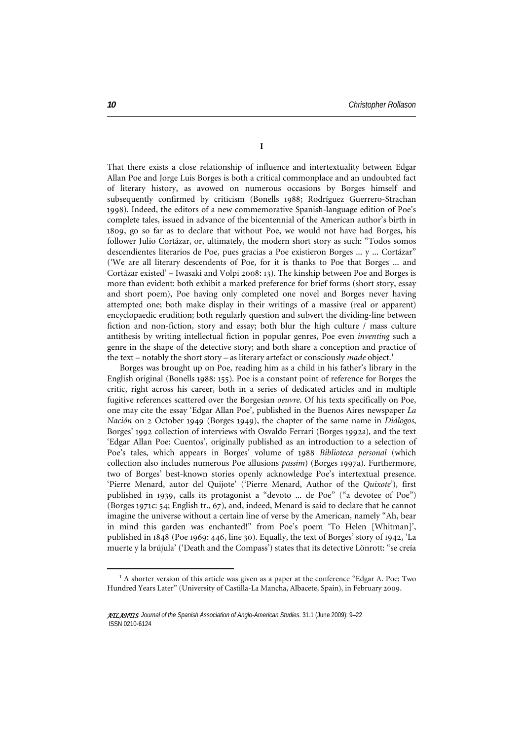## I

That there exists a close relationship of influence and intertextuality between Edgar Allan Poe and Jorge Luis Borges is both a critical commonplace and an undoubted fact of literary history, as avowed on numerous occasions by Borges himself and subsequently confirmed by criticism (Bonells 1988; Rodríguez Guerrero-Strachan 1998). Indeed, the editors of a new commemorative Spanish-language edition of Poe's complete tales, issued in advance of the bicentennial of the American author's birth in 1809, go so far as to declare that without Poe, we would not have had Borges, his follower Julio Cortázar, or, ultimately, the modern short story as such: "Todos somos descendientes literarios de Poe, pues gracias a Poe existieron Borges ... y ... Cortázar" ('We are all literary descendents of Poe, for it is thanks to Poe that Borges ... and Cortázar existed' – Iwasaki and Volpi 2008: 13). The kinship between Poe and Borges is more than evident: both exhibit a marked preference for brief forms (short story, essay and short poem), Poe having only completed one novel and Borges never having attempted one; both make display in their writings of a massive (real or apparent) encyclopaedic erudition; both regularly question and subvert the dividing-line between fiction and non-fiction, story and essay; both blur the high culture / mass culture antithesis by writing intellectual fiction in popular genres, Poe even *inventing* such a genre in the shape of the detective story; and both share a conception and practice of the text – notably the short story – as literary artefact or consciously *made* object.[1]

Borges was brought up on Poe, reading him as a child in his father's library in the English original (Bonells 1988: 155). Poe is a constant point of reference for Borges the critic, right across his career, both in a series of dedicated articles and in multiple fugitive references scattered over the Borgesian *oeuvre*. Of his texts specifically on Poe, one may cite the essay 'Edgar Allan Poe', published in the Buenos Aires newspaper *La Nación* on 2 October 1949 (Borges 1949), the chapter of the same name in *Diálogos*, Borges' 1992 collection of interviews with Osvaldo Ferrari (Borges 1992a), and the text 'Edgar Allan Poe: Cuentos', originally published as an introduction to a selection of Poe's tales, which appears in Borges' volume of 1988 *Biblioteca personal* (which collection also includes numerous Poe allusions *passim*) (Borges 1997a). Furthermore, two of Borges' best-known stories openly acknowledge Poe's intertextual presence. 'Pierre Menard, autor del Quijote' ('Pierre Menard, Author of the *Quixote*'), first published in 1939, calls its protagonist a "devoto ... de Poe" ("a devotee of Poe") (Borges 1971c: 54; English tr., 67), and, indeed, Menard is said to declare that he cannot imagine the universe without a certain line of verse by the American, namely "Ah, bear in mind this garden was enchanted!" from Poe's poem 'To Helen [Whitman]', published in 1848 (Poe 1969: 446, line 30). Equally, the text of Borges' story of 1942, 'La muerte y la brújula' ('Death and the Compass') states that its detective Lönrott: "se creía

[1] A shorter version of this article was given as a paper at the conference "Edgar A. Poe: Two Hundred Years Later" (University of Castilla-La Mancha, Albacete, Spain), in February 2009.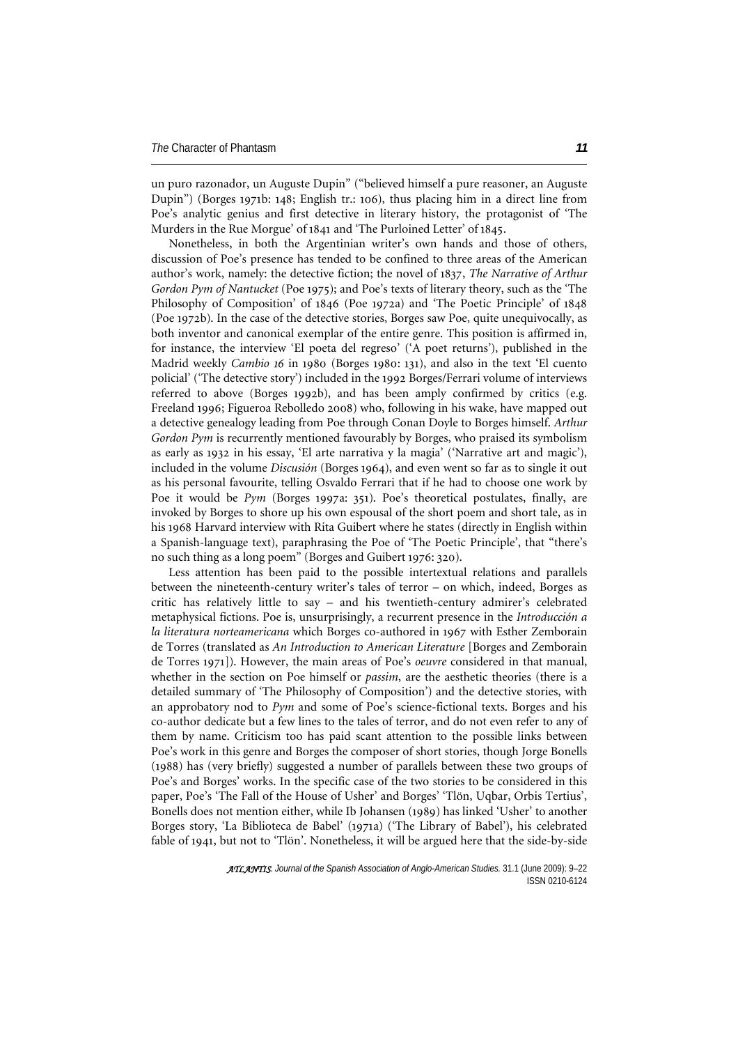un puro razonador, un Auguste Dupin" ("believed himself a pure reasoner, an Auguste Dupin") (Borges 1971b: 148; English tr.: 106), thus placing him in a direct line from Poe's analytic genius and first detective in literary history, the protagonist of 'The Murders in the Rue Morgue' of 1841 and 'The Purloined Letter' of 1845.

Nonetheless, in both the Argentinian writer's own hands and those of others, discussion of Poe's presence has tended to be confined to three areas of the American author's work, namely: the detective fiction; the novel of 1837, *The Narrative of Arthur Gordon Pym of Nantucket* (Poe 1975); and Poe's texts of literary theory, such as the 'The Philosophy of Composition' of 1846 (Poe 1972a) and 'The Poetic Principle' of 1848 (Poe 1972b). In the case of the detective stories, Borges saw Poe, quite unequivocally, as both inventor and canonical exemplar of the entire genre. This position is affirmed in, for instance, the interview 'El poeta del regreso' ('A poet returns'), published in the Madrid weekly *Cambio 16* in 1980 (Borges 1980: 131), and also in the text 'El cuento policial' ('The detective story') included in the 1992 Borges/Ferrari volume of interviews referred to above (Borges 1992b), and has been amply confirmed by critics (e.g. Freeland 1996; Figueroa Rebolledo 2008) who, following in his wake, have mapped out a detective genealogy leading from Poe through Conan Doyle to Borges himself. *Arthur Gordon Pym* is recurrently mentioned favourably by Borges, who praised its symbolism as early as 1932 in his essay, 'El arte narrativa y la magia' ('Narrative art and magic'), included in the volume *Discusión* (Borges 1964), and even went so far as to single it out as his personal favourite, telling Osvaldo Ferrari that if he had to choose one work by Poe it would be *Pym* (Borges 1997a: 351). Poe's theoretical postulates, finally, are invoked by Borges to shore up his own espousal of the short poem and short tale, as in his 1968 Harvard interview with Rita Guibert where he states (directly in English within a Spanish-language text), paraphrasing the Poe of 'The Poetic Principle', that "there's no such thing as a long poem" (Borges and Guibert 1976: 320).

Less attention has been paid to the possible intertextual relations and parallels between the nineteenth-century writer's tales of terror – on which, indeed, Borges as critic has relatively little to say – and his twentieth-century admirer's celebrated metaphysical fictions. Poe is, unsurprisingly, a recurrent presence in the *Introducción a la literatura norteamericana* which Borges co-authored in 1967 with Esther Zemborain de Torres (translated as *An Introduction to American Literature* [Borges and Zemborain de Torres 1971]). However, the main areas of Poe's *oeuvre* considered in that manual, whether in the section on Poe himself or *passim*, are the aesthetic theories (there is a detailed summary of 'The Philosophy of Composition') and the detective stories, with an approbatory nod to *Pym* and some of Poe's science-fictional texts. Borges and his co-author dedicate but a few lines to the tales of terror, and do not even refer to any of them by name. Criticism too has paid scant attention to the possible links between Poe's work in this genre and Borges the composer of short stories, though Jorge Bonells (1988) has (very briefly) suggested a number of parallels between these two groups of Poe's and Borges' works. In the specific case of the two stories to be considered in this paper, Poe's 'The Fall of the House of Usher' and Borges' 'Tlön, Uqbar, Orbis Tertius', Bonells does not mention either, while Ib Johansen (1989) has linked 'Usher' to another Borges story, 'La Biblioteca de Babel' (1971a) ('The Library of Babel'), his celebrated fable of 1941, but not to 'Tlön'. Nonetheless, it will be argued here that the side-by-side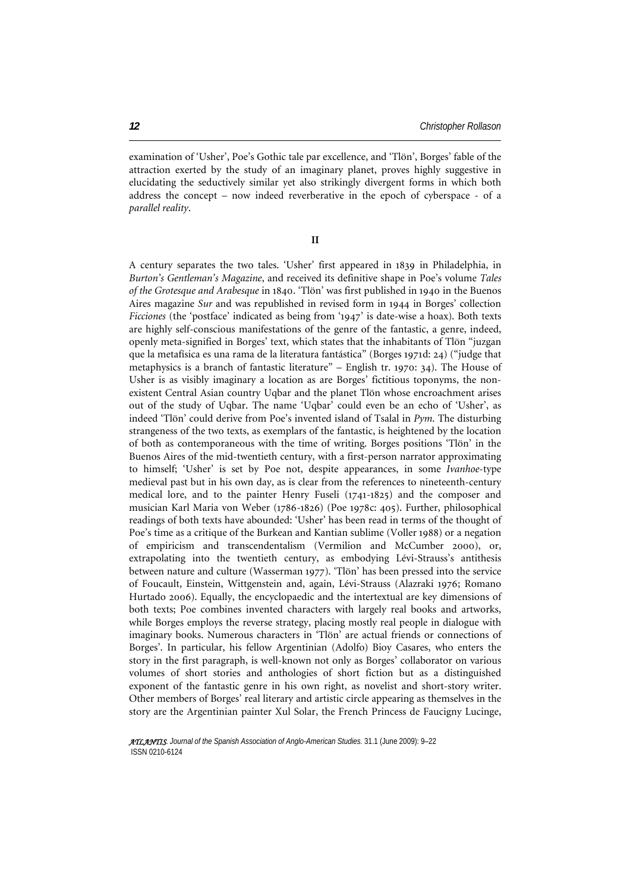examination of 'Usher', Poe's Gothic tale par excellence, and 'Tlön', Borges' fable of the attraction exerted by the study of an imaginary planet, proves highly suggestive in elucidating the seductively similar yet also strikingly divergent forms in which both address the concept – now indeed reverberative in the epoch of cyberspace - of a *parallel reality*.

## II

A century separates the two tales. 'Usher' first appeared in 1839 in Philadelphia, in *Burton's Gentleman's Magazine*, and received its definitive shape in Poe's volume *Tales of the Grotesque and Arabesque* in 1840. 'Tlön' was first published in 1940 in the Buenos Aires magazine *Sur* and was republished in revised form in 1944 in Borges' collection *Ficciones* (the 'postface' indicated as being from '1947' is date-wise a hoax). Both texts are highly self-conscious manifestations of the genre of the fantastic, a genre, indeed, openly meta-signified in Borges' text, which states that the inhabitants of Tlön "juzgan que la metafísica es una rama de la literatura fantástica" (Borges 1971d: 24) ("judge that metaphysics is a branch of fantastic literature" – English tr. 1970: 34). The House of Usher is as visibly imaginary a location as are Borges' fictitious toponyms, the non-existent Central Asian country Uqbar and the planet Tlön whose encroachment arises out of the study of Uqbar. The name 'Uqbar' could even be an echo of 'Usher', as indeed 'Tlön' could derive from Poe's invented island of Tsalal in *Pym*. The disturbing strangeness of the two texts, as exemplars of the fantastic, is heightened by the location of both as contemporaneous with the time of writing. Borges positions 'Tlön' in the Buenos Aires of the mid-twentieth century, with a first-person narrator approximating to himself; 'Usher' is set by Poe not, despite appearances, in some *Ivanhoe*-type medieval past but in his own day, as is clear from the references to nineteenth-century medical lore, and to the painter Henry Fuseli (1741-1825) and the composer and musician Karl Maria von Weber (1786-1826) (Poe 1978c: 405). Further, philosophical readings of both texts have abounded: 'Usher' has been read in terms of the thought of Poe's time as a critique of the Burkean and Kantian sublime (Voller 1988) or a negation of empiricism and transcendentalism (Vermilion and McCumber 2000), or, extrapolating into the twentieth century, as embodying Lévi-Strauss's antithesis between nature and culture (Wasserman 1977). 'Tlön' has been pressed into the service of Foucault, Einstein, Wittgenstein and, again, Lévi-Strauss (Alazraki 1976; Romano Hurtado 2006). Equally, the encyclopaedic and the intertextual are key dimensions of both texts; Poe combines invented characters with largely real books and artworks, while Borges employs the reverse strategy, placing mostly real people in dialogue with imaginary books. Numerous characters in 'Tlön' are actual friends or connections of Borges'. In particular, his fellow Argentinian (Adolfo) Bioy Casares, who enters the story in the first paragraph, is well-known not only as Borges' collaborator on various volumes of short stories and anthologies of short fiction but as a distinguished exponent of the fantastic genre in his own right, as novelist and short-story writer. Other members of Borges' real literary and artistic circle appearing as themselves in the story are the Argentinian painter Xul Solar, the French Princess de Faucigny Lucinge,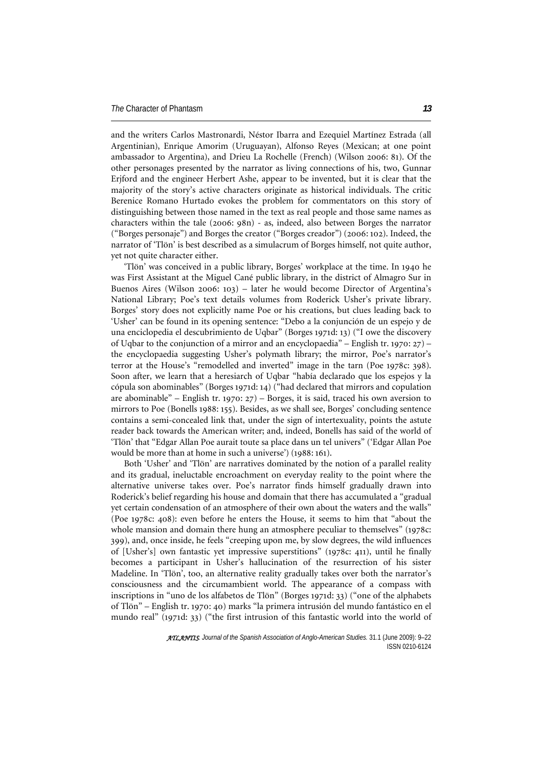and the writers Carlos Mastronardi, Néstor Ibarra and Ezequiel Martínez Estrada (all Argentinian), Enrique Amorim (Uruguayan), Alfonso Reyes (Mexican; at one point ambassador to Argentina), and Drieu La Rochelle (French) (Wilson 2006: 81). Of the other personages presented by the narrator as living connections of his, two, Gunnar Erjford and the engineer Herbert Ashe, appear to be invented, but it is clear that the majority of the story's active characters originate as historical individuals. The critic Berenice Romano Hurtado evokes the problem for commentators on this story of distinguishing between those named in the text as real people and those same names as characters within the tale (2006: 98n) - as, indeed, also between Borges the narrator ("Borges personaje") and Borges the creator ("Borges creador") (2006: 102). Indeed, the narrator of 'Tlön' is best described as a simulacrum of Borges himself, not quite author, yet not quite character either.

'Tlön' was conceived in a public library, Borges' workplace at the time. In 1940 he was First Assistant at the Miguel Cané public library, in the district of Almagro Sur in Buenos Aires (Wilson 2006: 103) – later he would become Director of Argentina's National Library; Poe's text details volumes from Roderick Usher's private library. Borges' story does not explicitly name Poe or his creations, but clues leading back to 'Usher' can be found in its opening sentence: "Debo a la conjunción de un espejo y de una enciclopedia el descubrimiento de Uqbar" (Borges 1971d: 13) ("I owe the discovery of Uqbar to the conjunction of a mirror and an encyclopaedia" – English tr. 1970: 27) – the encyclopaedia suggesting Usher's polymath library; the mirror, Poe's narrator's terror at the House's "remodelled and inverted" image in the tarn (Poe 1978c: 398). Soon after, we learn that a heresiarch of Uqbar "había declarado que los espejos y la cópula son abominables" (Borges 1971d: 14) ("had declared that mirrors and copulation are abominable" – English tr. 1970: 27) – Borges, it is said, traced his own aversion to mirrors to Poe (Bonells 1988: 155). Besides, as we shall see, Borges' concluding sentence contains a semi-concealed link that, under the sign of intertexuality, points the astute reader back towards the American writer; and, indeed, Bonells has said of the world of 'Tlön' that "Edgar Allan Poe aurait toute sa place dans un tel univers" ('Edgar Allan Poe would be more than at home in such a universe') (1988: 161).

Both 'Usher' and 'Tlön' are narratives dominated by the notion of a parallel reality and its gradual, ineluctable encroachment on everyday reality to the point where the alternative universe takes over. Poe's narrator finds himself gradually drawn into Roderick's belief regarding his house and domain that there has accumulated a "gradual yet certain condensation of an atmosphere of their own about the waters and the walls" (Poe 1978c: 408): even before he enters the House, it seems to him that "about the whole mansion and domain there hung an atmosphere peculiar to themselves" (1978c: 399), and, once inside, he feels "creeping upon me, by slow degrees, the wild influences of [Usher's] own fantastic yet impressive superstitions" (1978c: 411), until he finally becomes a participant in Usher's hallucination of the resurrection of his sister Madeline. In 'Tlön', too, an alternative reality gradually takes over both the narrator's consciousness and the circumambient world. The appearance of a compass with inscriptions in "uno de los alfabetos de Tlön" (Borges 1971d: 33) ("one of the alphabets of Tlön" – English tr. 1970: 40) marks "la primera intrusión del mundo fantástico en el mundo real" (1971d: 33) ("the first intrusion of this fantastic world into the world of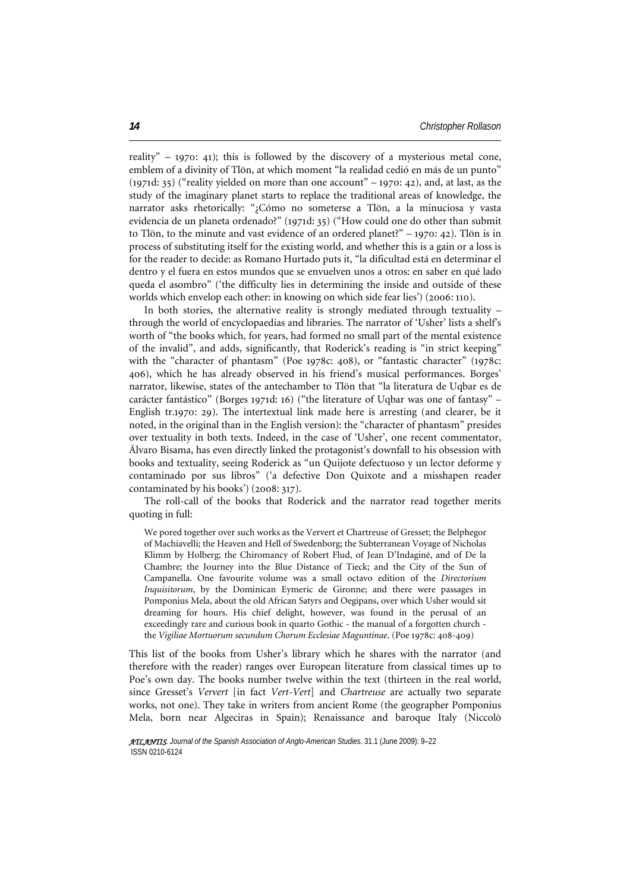reality" – 1970: 41); this is followed by the discovery of a mysterious metal cone, emblem of a divinity of Tlön, at which moment "la realidad cedió en más de un punto" (1971d: 35) ("reality yielded on more than one account" – 1970: 42), and, at last, as the study of the imaginary planet starts to replace the traditional areas of knowledge, the narrator asks rhetorically: "¿Cómo no someterse a Tlön, a la minuciosa y vasta evidencia de un planeta ordenado?" (1971d: 35) ("How could one do other than submit to Tlön, to the minute and vast evidence of an ordered planet?" – 1970: 42). Tlön is in process of substituting itself for the existing world, and whether this is a gain or a loss is for the reader to decide: as Romano Hurtado puts it, "la dificultad está en determinar el dentro y el fuera en estos mundos que se envuelven unos a otros: en saber en qué lado queda el asombro" ('the difficulty lies in determining the inside and outside of these worlds which envelop each other: in knowing on which side fear lies') (2006: 110).

In both stories, the alternative reality is strongly mediated through textuality – through the world of encyclopaedias and libraries. The narrator of 'Usher' lists a shelf's worth of "the books which, for years, had formed no small part of the mental existence of the invalid", and adds, significantly, that Roderick's reading is "in strict keeping" with the "character of phantasm" (Poe 1978c: 408), or "fantastic character" (1978c: 406), which he has already observed in his friend's musical performances. Borges' narrator, likewise, states of the antechamber to Tlön that "la literatura de Uqbar es de carácter fantástico" (Borges 1971d: 16) ("the literature of Uqbar was one of fantasy" – English tr.1970: 29). The intertextual link made here is arresting (and clearer, be it noted, in the original than in the English version): the "character of phantasm" presides over textuality in both texts. Indeed, in the case of 'Usher', one recent commentator, Álvaro Bisama, has even directly linked the protagonist's downfall to his obsession with books and textuality, seeing Roderick as "un Quijote defectuoso y un lector deforme y contaminado por sus libros" ('a defective Don Quixote and a misshapen reader contaminated by his books') (2008: 317).

The roll-call of the books that Roderick and the narrator read together merits quoting in full:

> We pored together over such works as the Ververt et Chartreuse of Gresset; the Belphegor of Machiavelli; the Heaven and Hell of Swedenborg; the Subterranean Voyage of Nicholas Klimm by Holberg; the Chiromancy of Robert Flud, of Jean D'Indaginé, and of De la Chambre; the Journey into the Blue Distance of Tieck; and the City of the Sun of Campanella. One favourite volume was a small octavo edition of the *Directorium Inquisitorum*, by the Dominican Eymeric de Gironne; and there were passages in Pomponius Mela, about the old African Satyrs and Oegipans, over which Usher would sit dreaming for hours. His chief delight, however, was found in the perusal of an exceedingly rare and curious book in quarto Gothic - the manual of a forgotten church - the *Vigiliae Mortuorum secundum Chorum Ecclesiae Maguntinae*. (Poe 1978c: 408-409)

This list of the books from Usher's library which he shares with the narrator (and therefore with the reader) ranges over European literature from classical times up to Poe's own day. The books number twelve within the text (thirteen in the real world, since Gresset's *Ververt* [in fact *Vert-Vert*] and *Chartreuse* are actually two separate works, not one). They take in writers from ancient Rome (the geographer Pomponius Mela, born near Algeciras in Spain); Renaissance and baroque Italy (Niccolò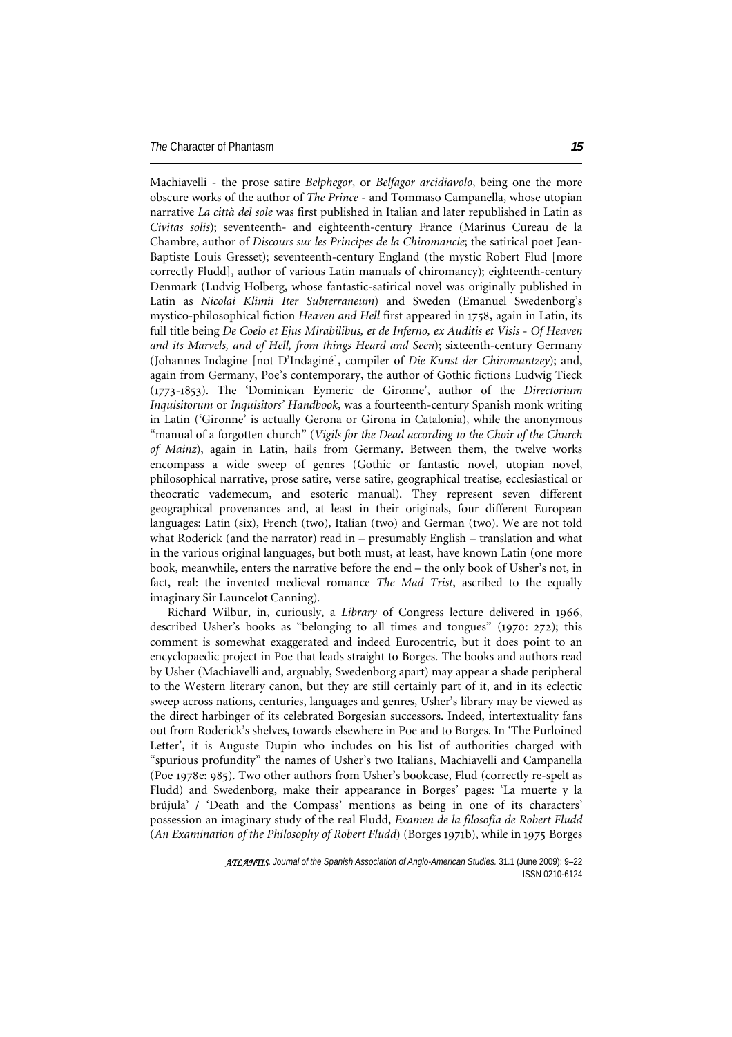Machiavelli - the prose satire *Belphegor*, or *Belfagor arcidiavolo*, being one the more obscure works of the author of *The Prince* - and Tommaso Campanella, whose utopian narrative *La città del sole* was first published in Italian and later republished in Latin as *Civitas solis*); seventeenth- and eighteenth-century France (Marinus Cureau de la Chambre, author of *Discours sur les Principes de la Chiromancie*; the satirical poet Jean-Baptiste Louis Gresset); seventeenth-century England (the mystic Robert Flud [more correctly Fludd], author of various Latin manuals of chiromancy); eighteenth-century Denmark (Ludvig Holberg, whose fantastic-satirical novel was originally published in Latin as *Nicolai Klimii Iter Subterraneum*) and Sweden (Emanuel Swedenborg's mystico-philosophical fiction *Heaven and Hell* first appeared in 1758, again in Latin, its full title being *De Coelo et Ejus Mirabilibus, et de Inferno, ex Auditis et Visis - Of Heaven and its Marvels, and of Hell, from things Heard and Seen*); sixteenth-century Germany (Johannes Indagine [not D'Indaginé], compiler of *Die Kunst der Chiromantzey*); and, again from Germany, Poe's contemporary, the author of Gothic fictions Ludwig Tieck (1773-1853). The 'Dominican Eymeric de Gironne', author of the *Directorium Inquisitorum* or *Inquisitors' Handbook*, was a fourteenth-century Spanish monk writing in Latin ('Gironne' is actually Gerona or Girona in Catalonia), while the anonymous "manual of a forgotten church" (*Vigils for the Dead according to the Choir of the Church of Mainz*), again in Latin, hails from Germany. Between them, the twelve works encompass a wide sweep of genres (Gothic or fantastic novel, utopian novel, philosophical narrative, prose satire, verse satire, geographical treatise, ecclesiastical or theocratic vademecum, and esoteric manual). They represent seven different geographical provenances and, at least in their originals, four different European languages: Latin (six), French (two), Italian (two) and German (two). We are not told what Roderick (and the narrator) read in – presumably English – translation and what in the various original languages, but both must, at least, have known Latin (one more book, meanwhile, enters the narrative before the end – the only book of Usher's not, in fact, real: the invented medieval romance *The Mad Trist*, ascribed to the equally imaginary Sir Launcelot Canning).

Richard Wilbur, in, curiously, a *Library* of Congress lecture delivered in 1966, described Usher's books as "belonging to all times and tongues" (1970: 272); this comment is somewhat exaggerated and indeed Eurocentric, but it does point to an encyclopaedic project in Poe that leads straight to Borges. The books and authors read by Usher (Machiavelli and, arguably, Swedenborg apart) may appear a shade peripheral to the Western literary canon, but they are still certainly part of it, and in its eclectic sweep across nations, centuries, languages and genres, Usher's library may be viewed as the direct harbinger of its celebrated Borgesian successors. Indeed, intertextuality fans out from Roderick's shelves, towards elsewhere in Poe and to Borges. In 'The Purloined Letter', it is Auguste Dupin who includes on his list of authorities charged with "spurious profundity" the names of Usher's two Italians, Machiavelli and Campanella (Poe 1978e: 985). Two other authors from Usher's bookcase, Flud (correctly re-spelt as Fludd) and Swedenborg, make their appearance in Borges' pages: 'La muerte y la brújula' / 'Death and the Compass' mentions as being in one of its characters' possession an imaginary study of the real Fludd, *Examen de la filosofía de Robert Fludd* (*An Examination of the Philosophy of Robert Fludd*) (Borges 1971b), while in 1975 Borges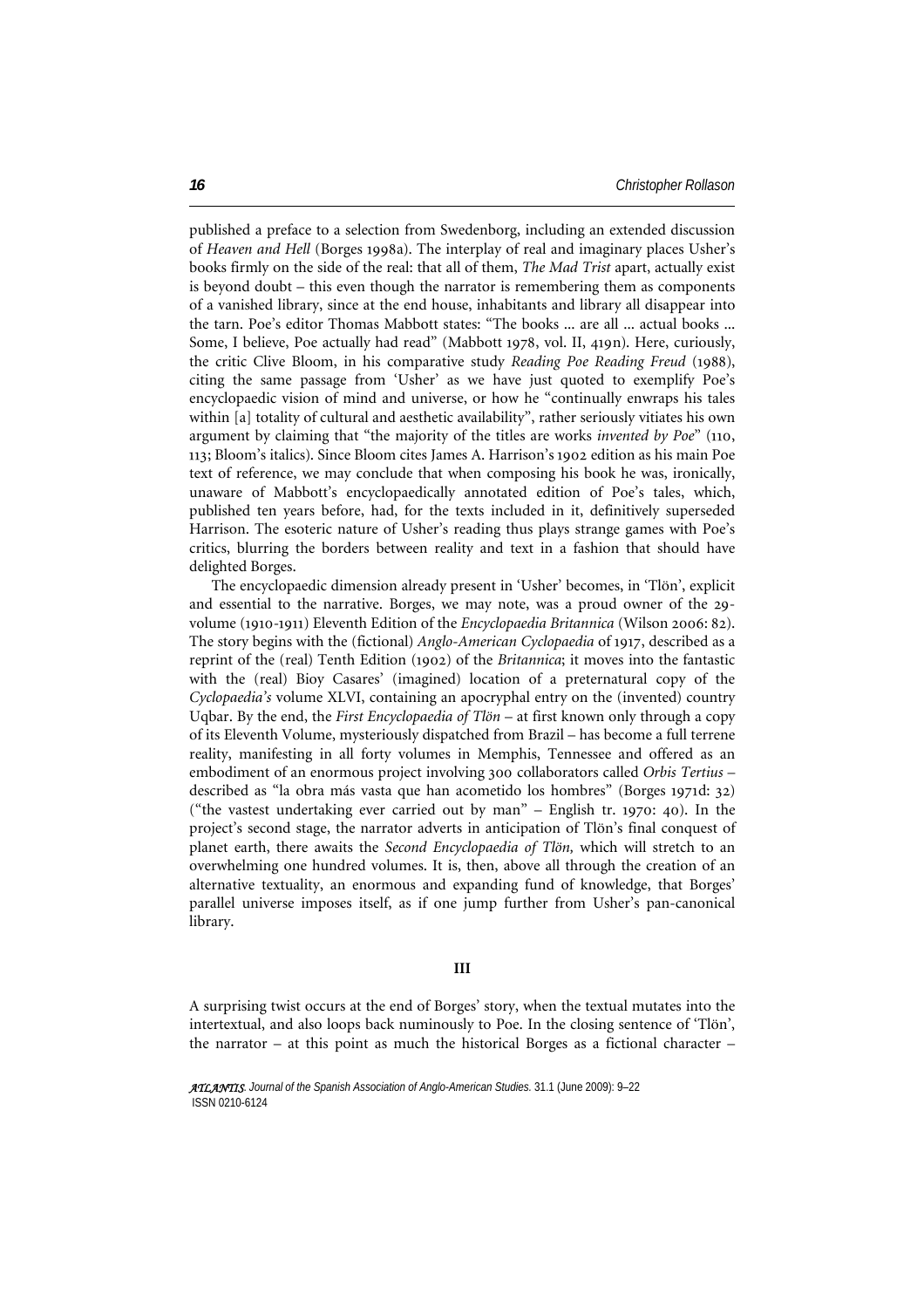published a preface to a selection from Swedenborg, including an extended discussion of *Heaven and Hell* (Borges 1998a). The interplay of real and imaginary places Usher's books firmly on the side of the real: that all of them, *The Mad Trist* apart, actually exist is beyond doubt – this even though the narrator is remembering them as components of a vanished library, since at the end house, inhabitants and library all disappear into the tarn. Poe's editor Thomas Mabbott states: "The books ... are all ... actual books ... Some, I believe, Poe actually had read" (Mabbott 1978, vol. II, 419n). Here, curiously, the critic Clive Bloom, in his comparative study *Reading Poe Reading Freud* (1988), citing the same passage from 'Usher' as we have just quoted to exemplify Poe's encyclopaedic vision of mind and universe, or how he "continually enwraps his tales within [a] totality of cultural and aesthetic availability", rather seriously vitiates his own argument by claiming that "the majority of the titles are works *invented by Poe*" (110, 113; Bloom's italics). Since Bloom cites James A. Harrison's 1902 edition as his main Poe text of reference, we may conclude that when composing his book he was, ironically, unaware of Mabbott's encyclopaedically annotated edition of Poe's tales, which, published ten years before, had, for the texts included in it, definitively superseded Harrison. The esoteric nature of Usher's reading thus plays strange games with Poe's critics, blurring the borders between reality and text in a fashion that should have delighted Borges.

The encyclopaedic dimension already present in 'Usher' becomes, in 'Tlön', explicit and essential to the narrative. Borges, we may note, was a proud owner of the 29-volume (1910-1911) Eleventh Edition of the *Encyclopaedia Britannica* (Wilson 2006: 82). The story begins with the (fictional) *Anglo-American Cyclopaedia* of 1917, described as a reprint of the (real) Tenth Edition (1902) of the *Britannica*; it moves into the fantastic with the (real) Bioy Casares' (imagined) location of a preternatural copy of the *Cyclopaedia's* volume XLVI, containing an apocryphal entry on the (invented) country Uqbar. By the end, the *First Encyclopaedia of Tlön* – at first known only through a copy of its Eleventh Volume, mysteriously dispatched from Brazil – has become a full terrene reality, manifesting in all forty volumes in Memphis, Tennessee and offered as an embodiment of an enormous project involving 300 collaborators called *Orbis Tertius* – described as "la obra más vasta que han acometido los hombres" (Borges 1971d: 32) ("the vastest undertaking ever carried out by man" – English tr. 1970: 40). In the project's second stage, the narrator adverts in anticipation of Tlön's final conquest of planet earth, there awaits the *Second Encyclopaedia of Tlön,* which will stretch to an overwhelming one hundred volumes. It is, then, above all through the creation of an alternative textuality, an enormous and expanding fund of knowledge, that Borges' parallel universe imposes itself, as if one jump further from Usher's pan-canonical library.

## III

A surprising twist occurs at the end of Borges' story, when the textual mutates into the intertextual, and also loops back numinously to Poe. In the closing sentence of 'Tlön', the narrator – at this point as much the historical Borges as a fictional character –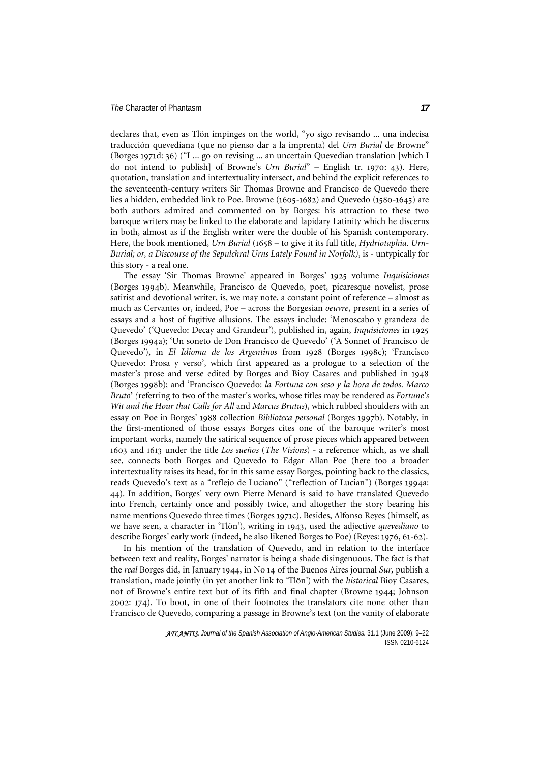declares that, even as Tlön impinges on the world, "yo sigo revisando ... una indecisa traducción quevediana (que no pienso dar a la imprenta) del *Urn Burial* de Browne" (Borges 1971d: 36) ("I ... go on revising ... an uncertain Quevedian translation [which I do not intend to publish] of Browne's *Urn Burial*" – English tr. 1970: 43). Here, quotation, translation and intertextuality intersect, and behind the explicit references to the seventeenth-century writers Sir Thomas Browne and Francisco de Quevedo there lies a hidden, embedded link to Poe. Browne (1605-1682) and Quevedo (1580-1645) are both authors admired and commented on by Borges: his attraction to these two baroque writers may be linked to the elaborate and lapidary Latinity which he discerns in both, almost as if the English writer were the double of his Spanish contemporary. Here, the book mentioned, *Urn Burial* (1658 – to give it its full title, *Hydriotaphia. Urn-Burial; or, a Discourse of the Sepulchral Urns Lately Found in Norfolk)*, is - untypically for this story - a real one.

The essay 'Sir Thomas Browne' appeared in Borges' 1925 volume *Inquisiciones* (Borges 1994b). Meanwhile, Francisco de Quevedo, poet, picaresque novelist, prose satirist and devotional writer, is, we may note, a constant point of reference – almost as much as Cervantes or, indeed, Poe – across the Borgesian *oeuvre*, present in a series of essays and a host of fugitive allusions. The essays include: 'Menoscabo y grandeza de Quevedo' ('Quevedo: Decay and Grandeur'), published in, again, *Inquisiciones* in 1925 (Borges 1994a); 'Un soneto de Don Francisco de Quevedo' ('A Sonnet of Francisco de Quevedo'), in *El Idioma de los Argentinos* from 1928 (Borges 1998c); 'Francisco Quevedo: Prosa y verso', which first appeared as a prologue to a selection of the master's prose and verse edited by Borges and Bioy Casares and published in 1948 (Borges 1998b); and 'Francisco Quevedo: *la Fortuna con seso y la hora de todos*. *Marco Bruto*' *(*referring to two of the master's works, whose titles may be rendered as *Fortune's Wit and the Hour that Calls for All* and *Marcus Brutus*), which rubbed shoulders with an essay on Poe in Borges' 1988 collection *Biblioteca personal* (Borges 1997b). Notably, in the first-mentioned of those essays Borges cites one of the baroque writer's most important works, namely the satirical sequence of prose pieces which appeared between 1603 and 1613 under the title *Los sueños* (*The Visions*) - a reference which, as we shall see, connects both Borges and Quevedo to Edgar Allan Poe (here too a broader intertextuality raises its head, for in this same essay Borges, pointing back to the classics, reads Quevedo's text as a "reflejo de Luciano" ("reflection of Lucian") (Borges 1994a: 44). In addition, Borges' very own Pierre Menard is said to have translated Quevedo into French, certainly once and possibly twice, and altogether the story bearing his name mentions Quevedo three times (Borges 1971c). Besides, Alfonso Reyes (himself, as we have seen, a character in 'Tlön'), writing in 1943, used the adjective *quevediano* to describe Borges' early work (indeed, he also likened Borges to Poe) (Reyes: 1976, 61-62).

In his mention of the translation of Quevedo, and in relation to the interface between text and reality, Borges' narrator is being a shade disingenuous. The fact is that the *real* Borges did, in January 1944, in No 14 of the Buenos Aires journal *Sur,* publish a translation, made jointly (in yet another link to 'Tlön') with the *historical* Bioy Casares, not of Browne's entire text but of its fifth and final chapter (Browne 1944; Johnson 2002: 174). To boot, in one of their footnotes the translators cite none other than Francisco de Quevedo, comparing a passage in Browne's text (on the vanity of elaborate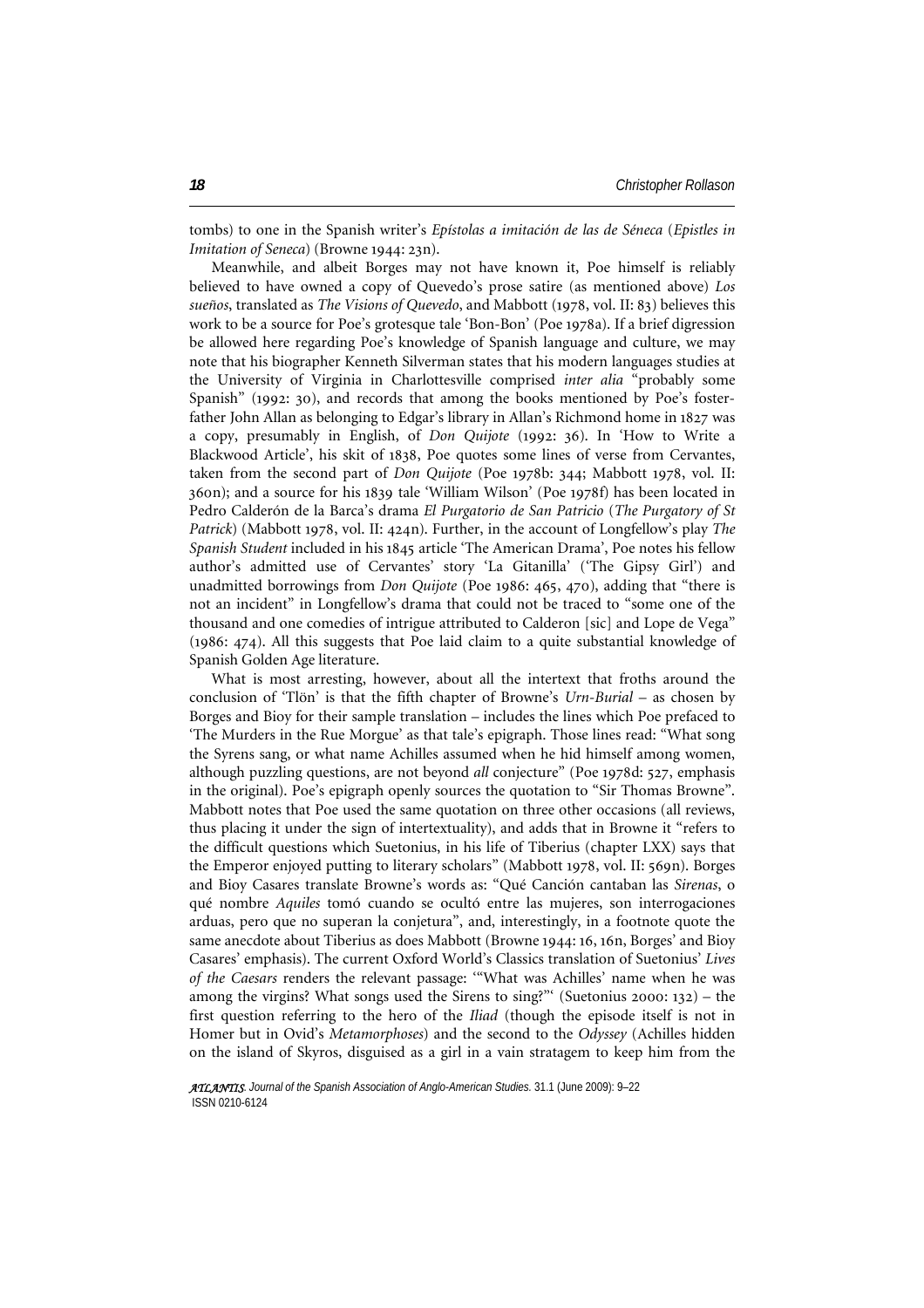tombs) to one in the Spanish writer's *Epístolas a imitación de las de Séneca* (*Epistles in Imitation of Seneca*) (Browne 1944: 23n).

Meanwhile, and albeit Borges may not have known it, Poe himself is reliably believed to have owned a copy of Quevedo's prose satire (as mentioned above) *Los sueños*, translated as *The Visions of Quevedo*, and Mabbott (1978, vol. II: 83) believes this work to be a source for Poe's grotesque tale 'Bon-Bon' (Poe 1978a). If a brief digression be allowed here regarding Poe's knowledge of Spanish language and culture, we may note that his biographer Kenneth Silverman states that his modern languages studies at the University of Virginia in Charlottesville comprised *inter alia* "probably some Spanish" (1992: 30), and records that among the books mentioned by Poe's foster-father John Allan as belonging to Edgar's library in Allan's Richmond home in 1827 was a copy, presumably in English, of *Don Quijote* (1992: 36). In 'How to Write a Blackwood Article', his skit of 1838, Poe quotes some lines of verse from Cervantes, taken from the second part of *Don Quijote* (Poe 1978b: 344; Mabbott 1978, vol. II: 360n); and a source for his 1839 tale 'William Wilson' (Poe 1978f) has been located in Pedro Calderón de la Barca's drama *El Purgatorio de San Patricio* (*The Purgatory of St Patrick*) (Mabbott 1978, vol. II: 424n). Further, in the account of Longfellow's play *The Spanish Student* included in his 1845 article 'The American Drama', Poe notes his fellow author's admitted use of Cervantes' story 'La Gitanilla' ('The Gipsy Girl') and unadmitted borrowings from *Don Quijote* (Poe 1986: 465, 470), adding that "there is not an incident" in Longfellow's drama that could not be traced to "some one of the thousand and one comedies of intrigue attributed to Calderon [sic] and Lope de Vega" (1986: 474). All this suggests that Poe laid claim to a quite substantial knowledge of Spanish Golden Age literature.

What is most arresting, however, about all the intertext that froths around the conclusion of 'Tlön' is that the fifth chapter of Browne's *Urn-Burial* – as chosen by Borges and Bioy for their sample translation – includes the lines which Poe prefaced to 'The Murders in the Rue Morgue' as that tale's epigraph. Those lines read: "What song the Syrens sang, or what name Achilles assumed when he hid himself among women, although puzzling questions, are not beyond *all* conjecture" (Poe 1978d: 527, emphasis in the original). Poe's epigraph openly sources the quotation to "Sir Thomas Browne". Mabbott notes that Poe used the same quotation on three other occasions (all reviews, thus placing it under the sign of intertextuality), and adds that in Browne it "refers to the difficult questions which Suetonius, in his life of Tiberius (chapter LXX) says that the Emperor enjoyed putting to literary scholars" (Mabbott 1978, vol. II: 569n). Borges and Bioy Casares translate Browne's words as: "Qué Canción cantaban las *Sirenas*, o qué nombre *Aquiles* tomó cuando se ocultó entre las mujeres, son interrogaciones arduas, pero que no superan la conjetura", and, interestingly, in a footnote quote the same anecdote about Tiberius as does Mabbott (Browne 1944: 16, 16n, Borges' and Bioy Casares' emphasis). The current Oxford World's Classics translation of Suetonius' *Lives of the Caesars* renders the relevant passage: '"What was Achilles' name when he was among the virgins? What songs used the Sirens to sing?"' (Suetonius 2000: 132) – the first question referring to the hero of the *Iliad* (though the episode itself is not in Homer but in Ovid's *Metamorphoses*) and the second to the *Odyssey* (Achilles hidden on the island of Skyros, disguised as a girl in a vain stratagem to keep him from the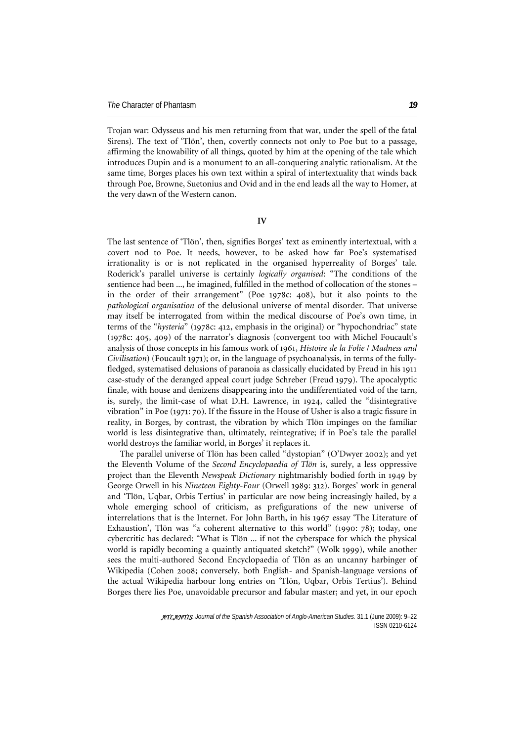Trojan war: Odysseus and his men returning from that war, under the spell of the fatal Sirens). The text of 'Tlön', then, covertly connects not only to Poe but to a passage, affirming the knowability of all things, quoted by him at the opening of the tale which introduces Dupin and is a monument to an all-conquering analytic rationalism. At the same time, Borges places his own text within a spiral of intertextuality that winds back through Poe, Browne, Suetonius and Ovid and in the end leads all the way to Homer, at the very dawn of the Western canon.

## IV

The last sentence of 'Tlön', then, signifies Borges' text as eminently intertextual, with a covert nod to Poe. It needs, however, to be asked how far Poe's systematised irrationality is or is not replicated in the organised hyperreality of Borges' tale. Roderick's parallel universe is certainly *logically organised*: "The conditions of the sentience had been ..., he imagined, fulfilled in the method of collocation of the stones – in the order of their arrangement" (Poe 1978c: 408), but it also points to the *pathological organisation* of the delusional universe of mental disorder. That universe may itself be interrogated from within the medical discourse of Poe's own time, in terms of the "*hysteria*" (1978c: 412, emphasis in the original) or "hypochondriac" state (1978c: 405, 409) of the narrator's diagnosis (convergent too with Michel Foucault's analysis of those concepts in his famous work of 1961, *Histoire de la Folie* / *Madness and Civilisation*) (Foucault 1971); or, in the language of psychoanalysis, in terms of the fully-fledged, systematised delusions of paranoia as classically elucidated by Freud in his 1911 case-study of the deranged appeal court judge Schreber (Freud 1979). The apocalyptic finale, with house and denizens disappearing into the undifferentiated void of the tarn, is, surely, the limit-case of what D.H. Lawrence, in 1924, called the "disintegrative vibration" in Poe (1971: 70). If the fissure in the House of Usher is also a tragic fissure in reality, in Borges, by contrast, the vibration by which Tlön impinges on the familiar world is less disintegrative than, ultimately, reintegrative; if in Poe's tale the parallel world destroys the familiar world, in Borges' it replaces it.

The parallel universe of Tlön has been called "dystopian" (O'Dwyer 2002); and yet the Eleventh Volume of the *Second Encyclopaedia of Tlön* is, surely, a less oppressive project than the Eleventh *Newspeak Dictionary* nightmarishly bodied forth in 1949 by George Orwell in his *Nineteen Eighty-Four* (Orwell 1989: 312). Borges' work in general and 'Tlön, Uqbar, Orbis Tertius' in particular are now being increasingly hailed, by a whole emerging school of criticism, as prefigurations of the new universe of interrelations that is the Internet. For John Barth, in his 1967 essay 'The Literature of Exhaustion', Tlön was "a coherent alternative to this world" (1990: 78); today, one cybercritic has declared: "What is Tlön ... if not the cyberspace for which the physical world is rapidly becoming a quaintly antiquated sketch?" (Wolk 1999), while another sees the multi-authored Second Encyclopaedia of Tlön as an uncanny harbinger of Wikipedia (Cohen 2008; conversely, both English- and Spanish-language versions of the actual Wikipedia harbour long entries on 'Tlön, Uqbar, Orbis Tertius'). Behind Borges there lies Poe, unavoidable precursor and fabular master; and yet, in our epoch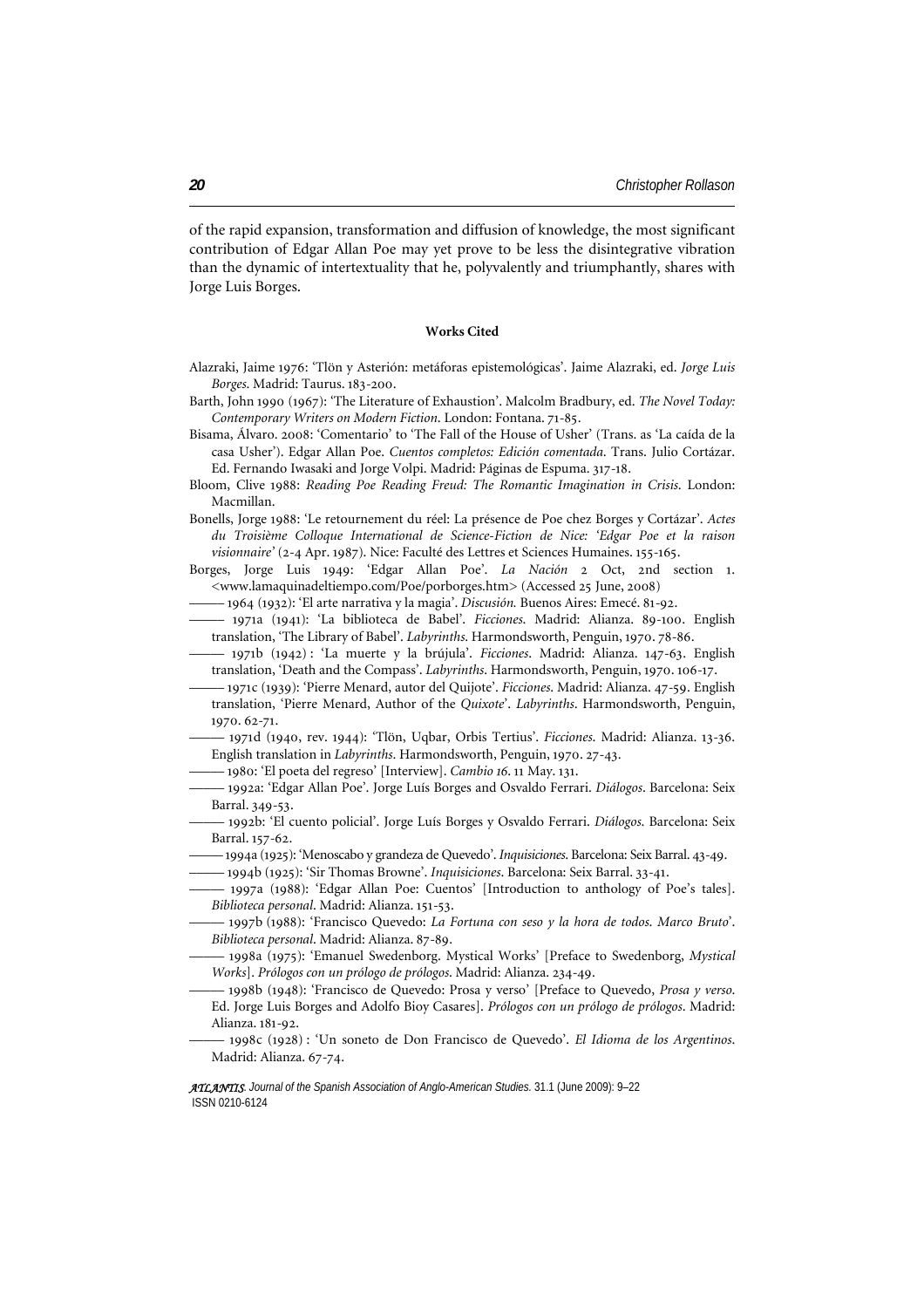of the rapid expansion, transformation and diffusion of knowledge, the most significant contribution of Edgar Allan Poe may yet prove to be less the disintegrative vibration than the dynamic of intertextuality that he, polyvalently and triumphantly, shares with Jorge Luis Borges.

#### Works Cited

Alazraki, Jaime 1976: 'Tlön y Asterión: metáforas epistemológicas'. Jaime Alazraki, ed. *Jorge Luis Borges*. Madrid: Taurus. 183-200.

Barth, John 1990 (1967): 'The Literature of Exhaustion'. Malcolm Bradbury, ed. *The Novel Today: Contemporary Writers on Modern Fiction*. London: Fontana. 71-85.

Bisama, Álvaro. 2008: 'Comentario' to 'The Fall of the House of Usher' (Trans. as 'La caída de la casa Usher'). Edgar Allan Poe. *Cuentos completos: Edición comentada*. Trans. Julio Cortázar. Ed. Fernando Iwasaki and Jorge Volpi. Madrid: Páginas de Espuma. 317-18.

Bloom, Clive 1988: *Reading Poe Reading Freud: The Romantic Imagination in Crisis*. London: Macmillan.

Bonells, Jorge 1988: 'Le retournement du réel: La présence de Poe chez Borges y Cortázar'. *Actes du Troisième Colloque International de Science-Fiction de Nice: 'Edgar Poe et la raison visionnaire'* (2-4 Apr. 1987). Nice: Faculté des Lettres et Sciences Humaines. 155-165.

Borges, Jorge Luis 1949: 'Edgar Allan Poe'. *La Nación* 2 Oct, 2nd section 1. <www.lamaquinadeltiempo.com/Poe/porborges.htm> (Accessed 25 June, 2008)

——— 1964 (1932): 'El arte narrativa y la magia'. *Discusión.* Buenos Aires: Emecé. 81-92.

——— 1971a (1941): 'La biblioteca de Babel'. *Ficciones.* Madrid: Alianza. 89-100. English translation, 'The Library of Babel'. *Labyrinths*. Harmondsworth, Penguin, 1970. 78-86.

——— 1971b (1942) : 'La muerte y la brújula'. *Ficciones*. Madrid: Alianza. 147-63. English translation, 'Death and the Compass'. *Labyrinths*. Harmondsworth, Penguin, 1970. 106-17.

——— 1971c (1939): 'Pierre Menard, autor del Quijote'. *Ficciones*. Madrid: Alianza. 47-59. English translation, 'Pierre Menard, Author of the *Quixote*'. *Labyrinths*. Harmondsworth, Penguin, 1970. 62-71.

——— 1971d (1940, rev. 1944): 'Tlön, Uqbar, Orbis Tertius'. *Ficciones*. Madrid: Alianza. 13-36. English translation in *Labyrinths*. Harmondsworth, Penguin, 1970. 27-43.

——— 1980: 'El poeta del regreso' [Interview]. *Cambio 16*. 11 May. 131.

——— 1992a: 'Edgar Allan Poe'. Jorge Luís Borges and Osvaldo Ferrari. *Diálogos*. Barcelona: Seix Barral. 349-53.

——— 1992b: 'El cuento policial'. Jorge Luís Borges y Osvaldo Ferrari. *Diálogos*. Barcelona: Seix Barral. 157-62.

——— 1994a (1925): 'Menoscabo y grandeza de Quevedo'. *Inquisiciones*. Barcelona: Seix Barral. 43-49.

——— 1994b (1925): 'Sir Thomas Browne'. *Inquisiciones*. Barcelona: Seix Barral. 33-41.

——— 1997a (1988): 'Edgar Allan Poe: Cuentos' [Introduction to anthology of Poe's tales]. *Biblioteca personal*. Madrid: Alianza. 151-53.

——— 1997b (1988): 'Francisco Quevedo: *La Fortuna con seso y la hora de todos*. *Marco Bruto*'. *Biblioteca personal*. Madrid: Alianza. 87-89.

——— 1998a (1975): 'Emanuel Swedenborg. Mystical Works' [Preface to Swedenborg, *Mystical Works*]. *Prólogos con un prólogo de prólogos*. Madrid: Alianza. 234-49.

——— 1998b (1948): 'Francisco de Quevedo: Prosa y verso' [Preface to Quevedo, *Prosa y verso*. Ed. Jorge Luis Borges and Adolfo Bioy Casares]. *Prólogos con un prólogo de prólogos*. Madrid: Alianza. 181-92.

——— 1998c (1928) : 'Un soneto de Don Francisco de Quevedo'. *El Idioma de los Argentinos*. Madrid: Alianza. 67-74.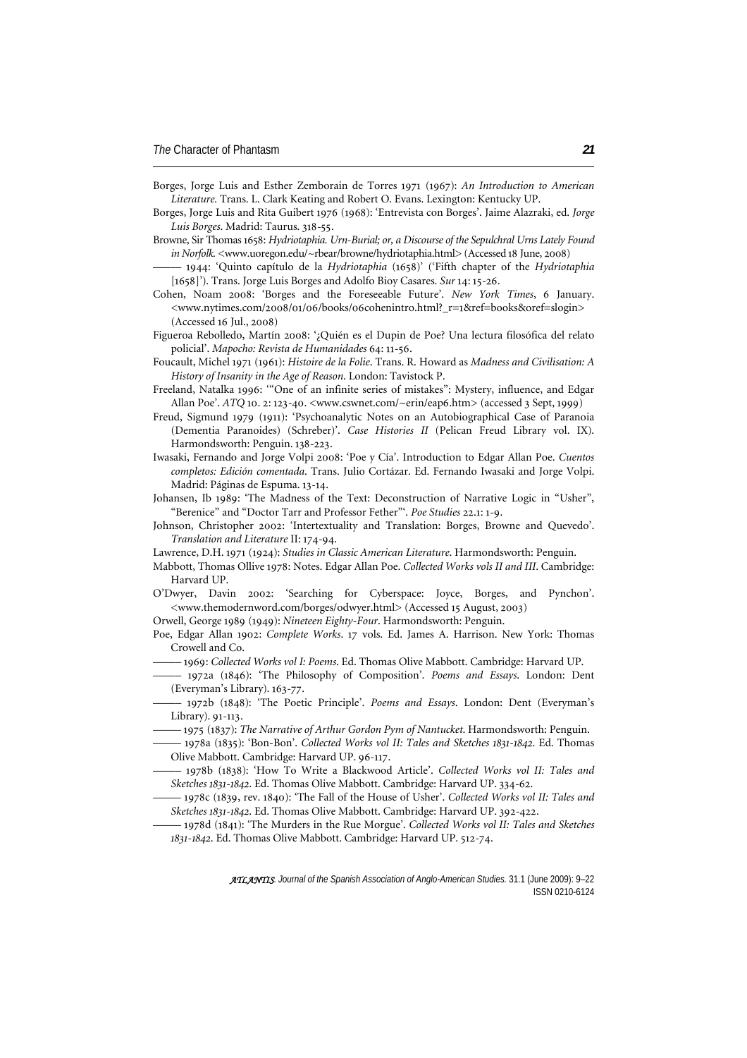Borges, Jorge Luis and Esther Zemborain de Torres 1971 (1967): *An Introduction to American Literature.* Trans. L. Clark Keating and Robert O. Evans. Lexington: Kentucky UP.

Borges, Jorge Luis and Rita Guibert 1976 (1968): 'Entrevista con Borges'. Jaime Alazraki, ed. *Jorge Luis Borges*. Madrid: Taurus. 318-55.

Browne, Sir Thomas 1658: *Hydriotaphia. Urn-Burial; or, a Discourse of the Sepulchral Urns Lately Found in Norfolk.* <www.uoregon.edu/~rbear/browne/hydriotaphia.html> (Accessed 18 June, 2008)

——— 1944: 'Quinto capítulo de la *Hydriotaphia* (1658)' ('Fifth chapter of the *Hydriotaphia* [1658]'). Trans. Jorge Luis Borges and Adolfo Bioy Casares. *Sur* 14: 15-26.

Cohen, Noam 2008: 'Borges and the Foreseeable Future'. *New York Times*, 6 January. <www.nytimes.com/2008/01/06/books/06cohenintro.html?_r=1&ref=books&oref=slogin> (Accessed 16 Jul., 2008)

Figueroa Rebolledo, Martín 2008: '¿Quién es el Dupin de Poe? Una lectura filosófica del relato policial'. *Mapocho: Revista de Humanidades* 64: 11-56.

Foucault, Michel 1971 (1961): *Histoire de la Folie*. Trans. R. Howard as *Madness and Civilisation: A History of Insanity in the Age of Reason*. London: Tavistock P.

Freeland, Natalka 1996: '"One of an infinite series of mistakes": Mystery, influence, and Edgar Allan Poe'. *ATQ* 10. 2: 123-40. <www.cswnet.com/~erin/eap6.htm> (accessed 3 Sept, 1999)

Freud, Sigmund 1979 (1911): 'Psychoanalytic Notes on an Autobiographical Case of Paranoia (Dementia Paranoides) (Schreber)'. *Case Histories II* (Pelican Freud Library vol. IX). Harmondsworth: Penguin. 138-223.

Iwasaki, Fernando and Jorge Volpi 2008: 'Poe y Cía'. Introduction to Edgar Allan Poe. *Cuentos completos: Edición comentada*. Trans. Julio Cortázar. Ed. Fernando Iwasaki and Jorge Volpi. Madrid: Páginas de Espuma. 13-14.

Johansen, Ib 1989: 'The Madness of the Text: Deconstruction of Narrative Logic in "Usher", "Berenice" and "Doctor Tarr and Professor Fether"'. *Poe Studies* 22.1: 1-9.

Johnson, Christopher 2002: 'Intertextuality and Translation: Borges, Browne and Quevedo'. *Translation and Literature* II: 174-94.

Lawrence, D.H. 1971 (1924): *Studies in Classic American Literature*. Harmondsworth: Penguin.

Mabbott, Thomas Ollive 1978: Notes. Edgar Allan Poe. *Collected Works vols II and III*. Cambridge: Harvard UP.

O'Dwyer, Davin 2002: 'Searching for Cyberspace: Joyce, Borges, and Pynchon'. <www.themodernword.com/borges/odwyer.html> (Accessed 15 August, 2003)

Orwell, George 1989 (1949): *Nineteen Eighty-Four*. Harmondsworth: Penguin.

Poe, Edgar Allan 1902: *Complete Works*. 17 vols. Ed. James A. Harrison. New York: Thomas Crowell and Co.

——— 1969: *Collected Works vol I: Poems*. Ed. Thomas Olive Mabbott. Cambridge: Harvard UP.

——— 1972a (1846): 'The Philosophy of Composition'. *Poems and Essays*. London: Dent (Everyman's Library). 163-77.

——— 1972b (1848): 'The Poetic Principle'. *Poems and Essays*. London: Dent (Everyman's Library). 91-113.

——— 1975 (1837): *The Narrative of Arthur Gordon Pym of Nantucket*. Harmondsworth: Penguin.

——— 1978a (1835): 'Bon-Bon'. *Collected Works vol II: Tales and Sketches 1831-1842*. Ed. Thomas Olive Mabbott. Cambridge: Harvard UP. 96-117.

——— 1978b (1838): 'How To Write a Blackwood Article'. *Collected Works vol II: Tales and Sketches 1831-1842*. Ed. Thomas Olive Mabbott. Cambridge: Harvard UP. 334-62.

——— 1978c (1839, rev. 1840): 'The Fall of the House of Usher'. *Collected Works vol II: Tales and Sketches 1831-1842*. Ed. Thomas Olive Mabbott. Cambridge: Harvard UP. 392-422.

——— 1978d (1841): 'The Murders in the Rue Morgue'. *Collected Works vol II: Tales and Sketches 1831-1842*. Ed. Thomas Olive Mabbott. Cambridge: Harvard UP. 512-74.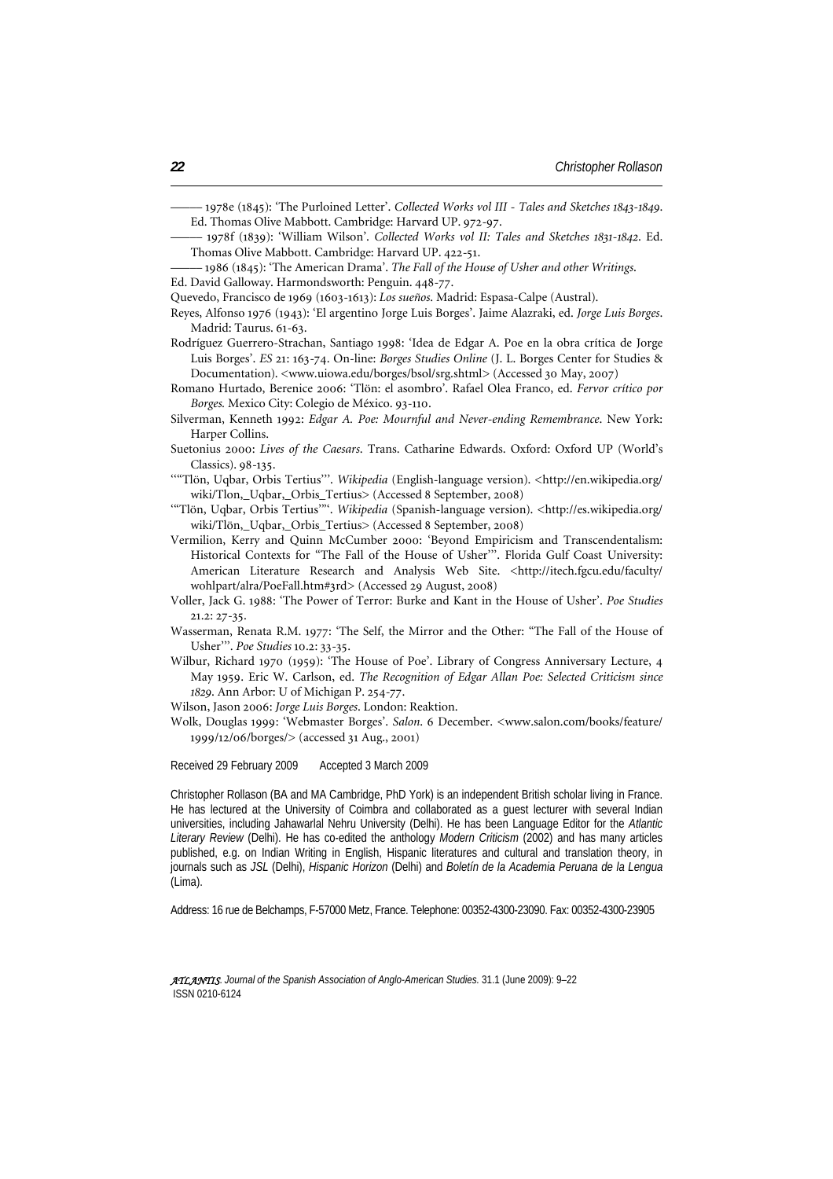——— 1978e (1845): 'The Purloined Letter'. *Collected Works vol III - Tales and Sketches 1843-1849*. Ed. Thomas Olive Mabbott. Cambridge: Harvard UP. 972-97.

——— 1978f (1839): 'William Wilson'. *Collected Works vol II: Tales and Sketches 1831-1842*. Ed. Thomas Olive Mabbott. Cambridge: Harvard UP. 422-51.

——— 1986 (1845): 'The American Drama'. *The Fall of the House of Usher and other Writings*. Ed. David Galloway. Harmondsworth: Penguin. 448-77.

Quevedo, Francisco de 1969 (1603-1613): *Los sueños*. Madrid: Espasa-Calpe (Austral).

Reyes, Alfonso 1976 (1943): 'El argentino Jorge Luis Borges'. Jaime Alazraki, ed. *Jorge Luis Borges*. Madrid: Taurus. 61-63.

Rodríguez Guerrero-Strachan, Santiago 1998: 'Idea de Edgar A. Poe en la obra crítica de Jorge Luis Borges'. *ES* 21: 163-74. On-line: *Borges Studies Online* (J. L. Borges Center for Studies & Documentation). <www.uiowa.edu/borges/bsol/srg.shtml> (Accessed 30 May, 2007)

Romano Hurtado, Berenice 2006: 'Tlön: el asombro'. Rafael Olea Franco, ed. *Fervor crítico por Borges.* Mexico City: Colegio de México. 93-110.

Silverman, Kenneth 1992: *Edgar A. Poe: Mournful and Never-ending Remembrance*. New York: Harper Collins.

Suetonius 2000: *Lives of the Caesars*. Trans. Catharine Edwards. Oxford: Oxford UP (World's Classics). 98-135.

'"Tlön, Uqbar, Orbis Tertius"'. *Wikipedia* (English-language version). <http://en.wikipedia.org/wiki/Tlon,_Uqbar,_Orbis_Tertius> (Accessed 8 September, 2008)

'"Tlön, Uqbar, Orbis Tertius"'. *Wikipedia* (Spanish-language version). <http://es.wikipedia.org/wiki/Tlön,_Uqbar,_Orbis_Tertius> (Accessed 8 September, 2008)

Vermilion, Kerry and Quinn McCumber 2000: 'Beyond Empiricism and Transcendentalism: Historical Contexts for "The Fall of the House of Usher"'. Florida Gulf Coast University: American Literature Research and Analysis Web Site. <http://itech.fgcu.edu/faculty/wohlpart/alra/PoeFall.htm#3rd> (Accessed 29 August, 2008)

Voller, Jack G. 1988: 'The Power of Terror: Burke and Kant in the House of Usher'. *Poe Studies* 21.2: 27-35.

Wasserman, Renata R.M. 1977: 'The Self, the Mirror and the Other: "The Fall of the House of Usher"'. *Poe Studies* 10.2: 33-35.

Wilbur, Richard 1970 (1959): 'The House of Poe'. Library of Congress Anniversary Lecture, 4 May 1959. Eric W. Carlson, ed. *The Recognition of Edgar Allan Poe: Selected Criticism since 1829*. Ann Arbor: U of Michigan P. 254-77.

Wilson, Jason 2006: *Jorge Luis Borges*. London: Reaktion.

Wolk, Douglas 1999: 'Webmaster Borges'. *Salon*. 6 December. <www.salon.com/books/feature/1999/12/06/borges/> (accessed 31 Aug., 2001)

Received 29 February 2009 Accepted 3 March 2009

Christopher Rollason (BA and MA Cambridge, PhD York) is an independent British scholar living in France. He has lectured at the University of Coimbra and collaborated as a guest lecturer with several Indian universities, including Jahawarlal Nehru University (Delhi). He has been Language Editor for the *Atlantic Literary Review* (Delhi). He has co-edited the anthology *Modern Criticism* (2002) and has many articles published, e.g. on Indian Writing in English, Hispanic literatures and cultural and translation theory, in journals such as *JSL* (Delhi), *Hispanic Horizon* (Delhi) and *Boletín de la Academia Peruana de la Lengua* (Lima).

Address: 16 rue de Belchamps, F-57000 Metz, France. Telephone: 00352-4300-23090. Fax: 00352-4300-23905